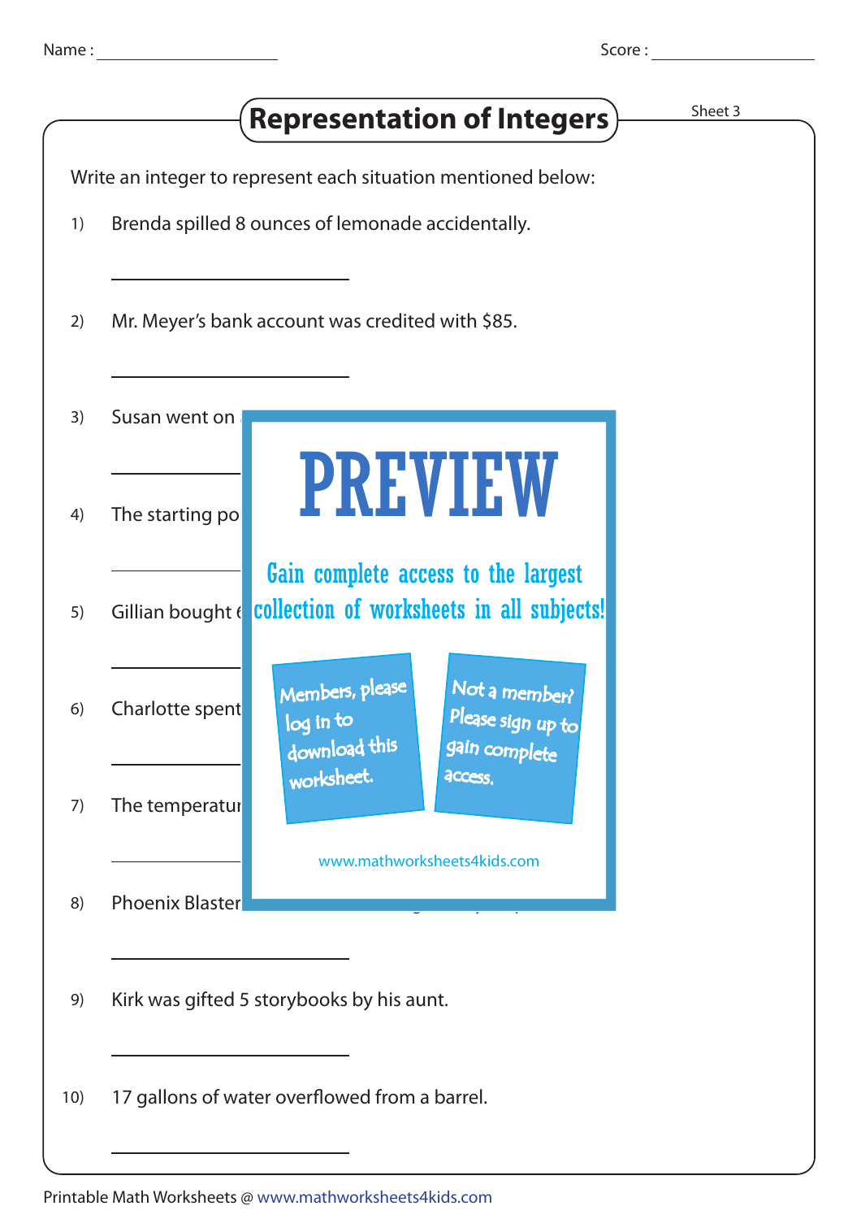Name : ____________________ Score : ____________________

# Representation of Integers

Sheet 3

Write an integer to represent each situation mentioned below:

1) Brenda spilled 8 ounces of lemonade accidentally.

______________________

2) Mr. Meyer's bank account was credited with $85.

______________________

3) Susan went on

______________________

4) The starting po

______________________

5) Gillian bought

______________________

6) Charlotte spent

______________________

7) The temperatur

______________________

8) Phoenix Blaster

______________________

9) Kirk was gifted 5 storybooks by his aunt.

______________________

10) 17 gallons of water overflowed from a barrel.

______________________

PREVIEW

Gain complete access to the largest collection of worksheets in all subjects!

Members, please log in to download this worksheet.

Not a member? Please sign up to gain complete access.

www.mathworksheets4kids.com

Printable Math Worksheets @ www.mathworksheets4kids.com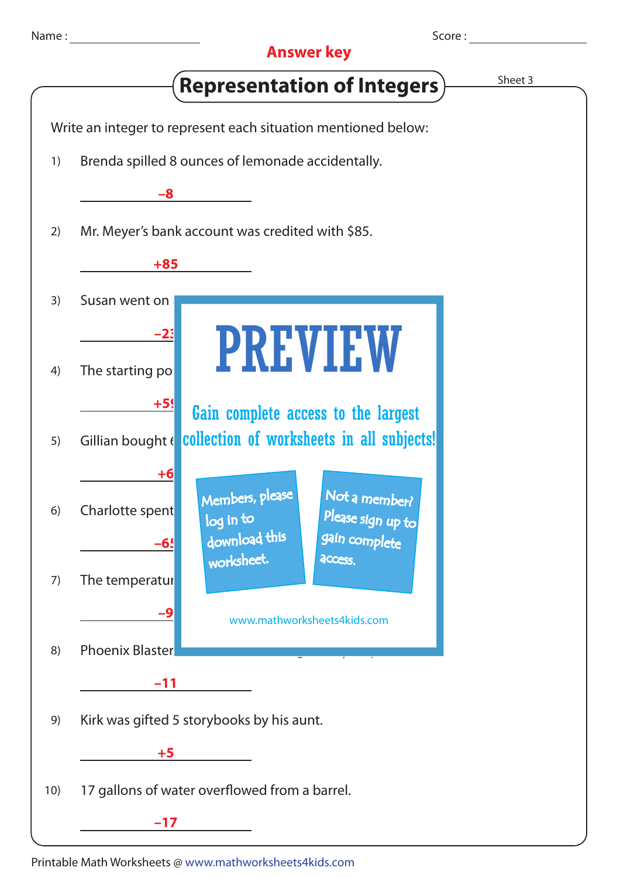Name : ____________________ Score : ____________________

**Answer key**

# Representation of Integers

Sheet 3

Write an integer to represent each situation mentioned below:

1) Brenda spilled 8 ounces of lemonade accidentally.

**–8**

2) Mr. Meyer's bank account was credited with $85.

**+85**

3) Susan went on

**–23**

4) The starting po

**+59**

5) Gillian bought 6

**+6**

6) Charlotte spent

**–65**

7) The temperatur

**–9**

8) Phoenix Blaster

**–11**

9) Kirk was gifted 5 storybooks by his aunt.

**+5**

10) 17 gallons of water overflowed from a barrel.

**–17**

PREVIEW

Gain complete access to the largest collection of worksheets in all subjects!

Members, please log in to download this worksheet.

Not a member? Please sign up to gain complete access.

www.mathworksheets4kids.com

Printable Math Worksheets @ www.mathworksheets4kids.com